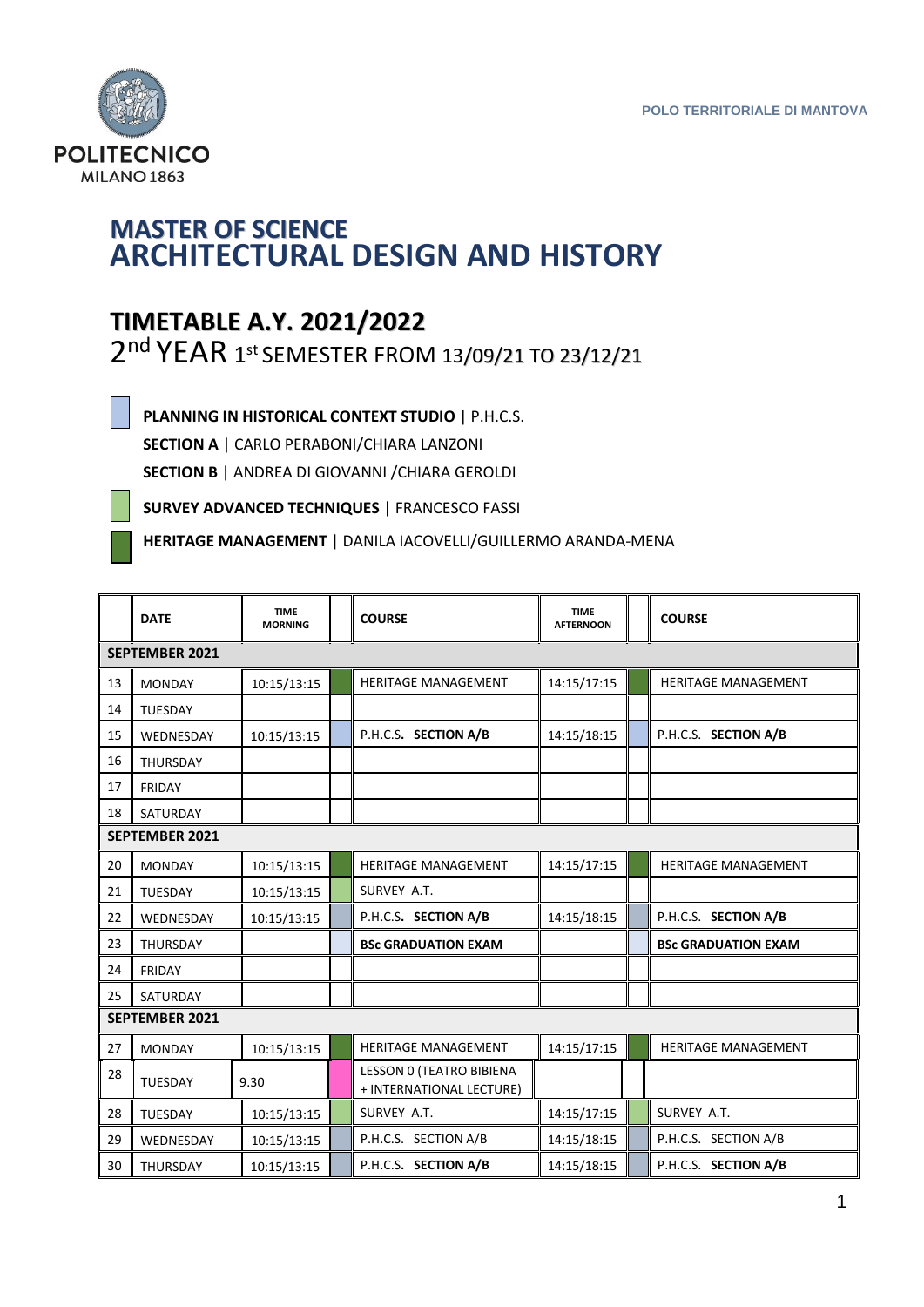POLITECNICO MILANO 1863

POLO TERRITORIALE DI MANTOVA

# MASTER OF SCIENCE
# ARCHITECTURAL DESIGN AND HISTORY

## TIMETABLE A.Y. 2021/2022
2nd YEAR 1st SEMESTER FROM 13/09/21 TO 23/12/21

**PLANNING IN HISTORICAL CONTEXT STUDIO** | P.H.C.S.

**SECTION A** | CARLO PERABONI/CHIARA LANZONI

**SECTION B** | ANDREA DI GIOVANNI /CHIARA GEROLDI

**SURVEY ADVANCED TECHNIQUES** | FRANCESCO FASSI

**HERITAGE MANAGEMENT** | DANILA IACOVELLI/GUILLERMO ARANDA-MENA

| | DATE | TIME MORNING | | COURSE | TIME AFTERNOON | | COURSE |
|---|---|---|---|---|---|---|---|
| **SEPTEMBER 2021** | | | | | | | |
| 13 | MONDAY | 10:15/13:15 | | HERITAGE MANAGEMENT | 14:15/17:15 | | HERITAGE MANAGEMENT |
| 14 | TUESDAY | | | | | | |
| 15 | WEDNESDAY | 10:15/13:15 | | P.H.C.S. **SECTION A/B** | 14:15/18:15 | | P.H.C.S. **SECTION A/B** |
| 16 | THURSDAY | | | | | | |
| 17 | FRIDAY | | | | | | |
| 18 | SATURDAY | | | | | | |
| **SEPTEMBER 2021** | | | | | | | |
| 20 | MONDAY | 10:15/13:15 | | HERITAGE MANAGEMENT | 14:15/17:15 | | HERITAGE MANAGEMENT |
| 21 | TUESDAY | 10:15/13:15 | | SURVEY A.T. | | | |
| 22 | WEDNESDAY | 10:15/13:15 | | P.H.C.S. **SECTION A/B** | 14:15/18:15 | | P.H.C.S. **SECTION A/B** |
| 23 | THURSDAY | | | **BSc GRADUATION EXAM** | | | **BSc GRADUATION EXAM** |
| 24 | FRIDAY | | | | | | |
| 25 | SATURDAY | | | | | | |
| **SEPTEMBER 2021** | | | | | | | |
| 27 | MONDAY | 10:15/13:15 | | HERITAGE MANAGEMENT | 14:15/17:15 | | HERITAGE MANAGEMENT |
| 28 | TUESDAY | 9.30 | | LESSON 0 (TEATRO BIBIENA + INTERNATIONAL LECTURE) | | | |
| 28 | TUESDAY | 10:15/13:15 | | SURVEY A.T. | 14:15/17:15 | | SURVEY A.T. |
| 29 | WEDNESDAY | 10:15/13:15 | | P.H.C.S. SECTION A/B | 14:15/18:15 | | P.H.C.S. SECTION A/B |
| 30 | THURSDAY | 10:15/13:15 | | P.H.C.S. **SECTION A/B** | 14:15/18:15 | | P.H.C.S. **SECTION A/B** |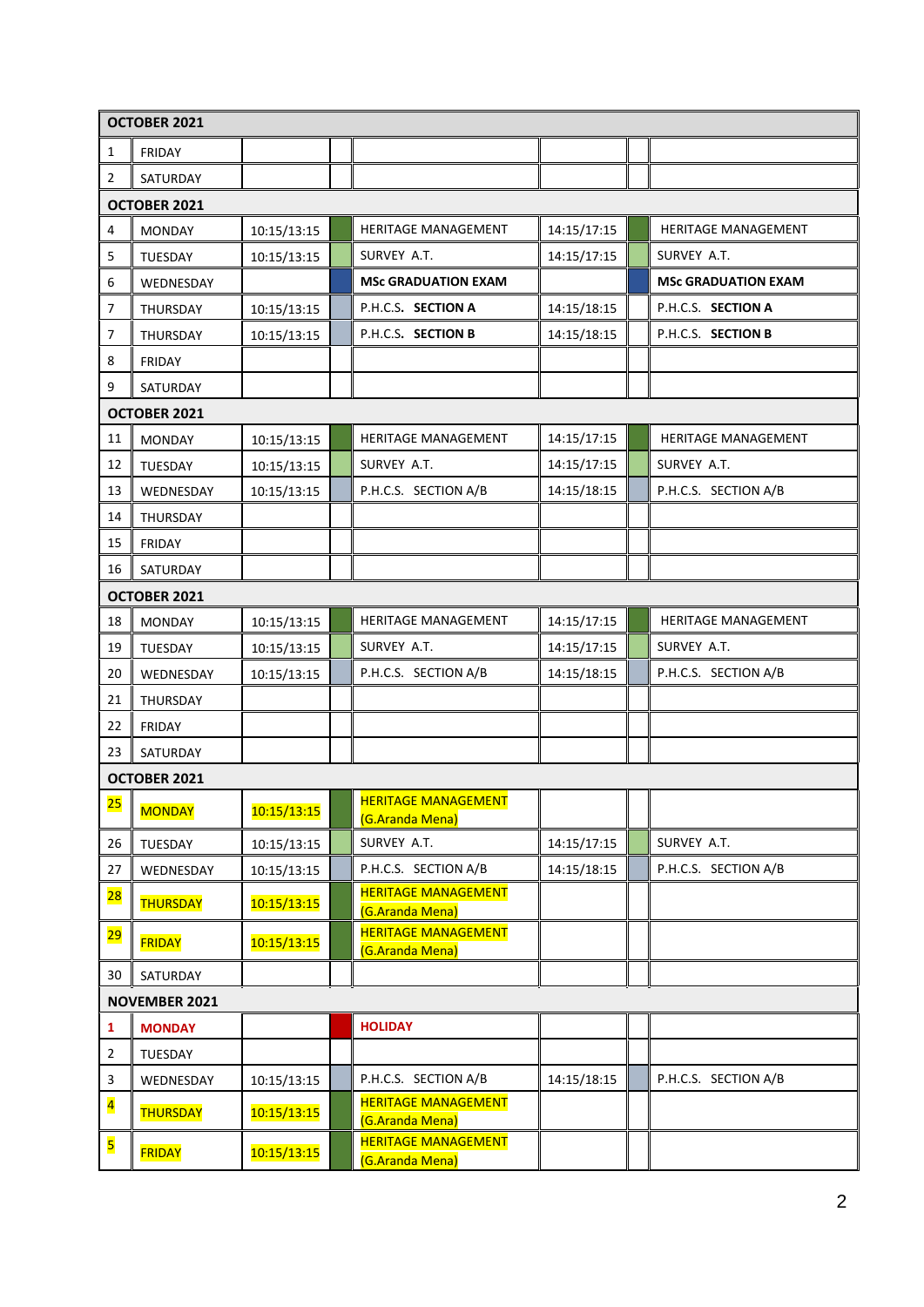| OCTOBER 2021 | | | | | | | |
|---|---|---|---|---|---|---|---|
| 1 | FRIDAY | | | | | | |
| 2 | SATURDAY | | | | | | |
| **OCTOBER 2021** | | | | | | | |
| 4 | MONDAY | 10:15/13:15 | | HERITAGE MANAGEMENT | 14:15/17:15 | | HERITAGE MANAGEMENT |
| 5 | TUESDAY | 10:15/13:15 | | SURVEY A.T. | 14:15/17:15 | | SURVEY A.T. |
| 6 | WEDNESDAY | | | **MSc GRADUATION EXAM** | | | **MSc GRADUATION EXAM** |
| 7 | THURSDAY | 10:15/13:15 | | P.H.C.S. **SECTION A** | 14:15/18:15 | | P.H.C.S. **SECTION A** |
| 7 | THURSDAY | 10:15/13:15 | | P.H.C.S. **SECTION B** | 14:15/18:15 | | P.H.C.S. **SECTION B** |
| 8 | FRIDAY | | | | | | |
| 9 | SATURDAY | | | | | | |
| **OCTOBER 2021** | | | | | | | |
| 11 | MONDAY | 10:15/13:15 | | HERITAGE MANAGEMENT | 14:15/17:15 | | HERITAGE MANAGEMENT |
| 12 | TUESDAY | 10:15/13:15 | | SURVEY A.T. | 14:15/17:15 | | SURVEY A.T. |
| 13 | WEDNESDAY | 10:15/13:15 | | P.H.C.S. SECTION A/B | 14:15/18:15 | | P.H.C.S. SECTION A/B |
| 14 | THURSDAY | | | | | | |
| 15 | FRIDAY | | | | | | |
| 16 | SATURDAY | | | | | | |
| **OCTOBER 2021** | | | | | | | |
| 18 | MONDAY | 10:15/13:15 | | HERITAGE MANAGEMENT | 14:15/17:15 | | HERITAGE MANAGEMENT |
| 19 | TUESDAY | 10:15/13:15 | | SURVEY A.T. | 14:15/17:15 | | SURVEY A.T. |
| 20 | WEDNESDAY | 10:15/13:15 | | P.H.C.S. SECTION A/B | 14:15/18:15 | | P.H.C.S. SECTION A/B |
| 21 | THURSDAY | | | | | | |
| 22 | FRIDAY | | | | | | |
| 23 | SATURDAY | | | | | | |
| **OCTOBER 2021** | | | | | | | |
| 25 | MONDAY | 10:15/13:15 | | HERITAGE MANAGEMENT (G.Aranda Mena) | | | |
| 26 | TUESDAY | 10:15/13:15 | | SURVEY A.T. | 14:15/17:15 | | SURVEY A.T. |
| 27 | WEDNESDAY | 10:15/13:15 | | P.H.C.S. SECTION A/B | 14:15/18:15 | | P.H.C.S. SECTION A/B |
| 28 | THURSDAY | 10:15/13:15 | | HERITAGE MANAGEMENT (G.Aranda Mena) | | | |
| 29 | FRIDAY | 10:15/13:15 | | HERITAGE MANAGEMENT (G.Aranda Mena) | | | |
| 30 | SATURDAY | | | | | | |
| **NOVEMBER 2021** | | | | | | | |
| **1** | **MONDAY** | | | **HOLIDAY** | | | |
| 2 | TUESDAY | | | | | | |
| 3 | WEDNESDAY | 10:15/13:15 | | P.H.C.S. SECTION A/B | 14:15/18:15 | | P.H.C.S. SECTION A/B |
| 4 | THURSDAY | 10:15/13:15 | | HERITAGE MANAGEMENT (G.Aranda Mena) | | | |
| 5 | FRIDAY | 10:15/13:15 | | HERITAGE MANAGEMENT (G.Aranda Mena) | | | |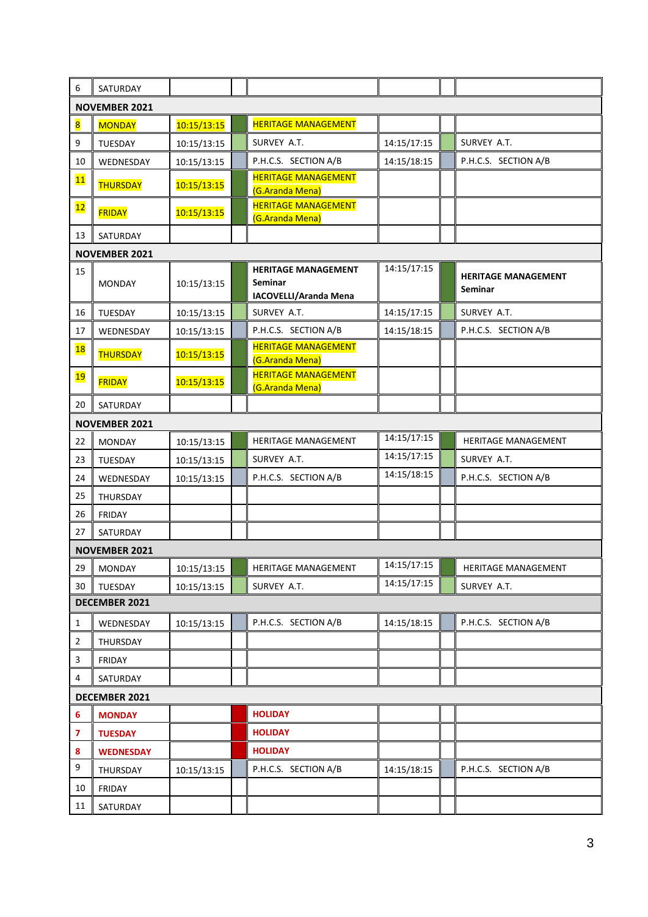| | | | | | | | |
|---|---|---|---|---|---|---|---|
| 6 | SATURDAY | | | | | | |
| **NOVEMBER 2021** | | | | | | | |
| 8 | MONDAY | 10:15/13:15 | | HERITAGE MANAGEMENT | | | |
| 9 | TUESDAY | 10:15/13:15 | | SURVEY A.T. | 14:15/17:15 | | SURVEY A.T. |
| 10 | WEDNESDAY | 10:15/13:15 | | P.H.C.S. SECTION A/B | 14:15/18:15 | | P.H.C.S. SECTION A/B |
| 11 | THURSDAY | 10:15/13:15 | | HERITAGE MANAGEMENT (G.Aranda Mena) | | | |
| 12 | FRIDAY | 10:15/13:15 | | HERITAGE MANAGEMENT (G.Aranda Mena) | | | |
| 13 | SATURDAY | | | | | | |
| **NOVEMBER 2021** | | | | | | | |
| 15 | MONDAY | 10:15/13:15 | | **HERITAGE MANAGEMENT Seminar IACOVELLI/Aranda Mena** | 14:15/17:15 | | **HERITAGE MANAGEMENT Seminar** |
| 16 | TUESDAY | 10:15/13:15 | | SURVEY A.T. | 14:15/17:15 | | SURVEY A.T. |
| 17 | WEDNESDAY | 10:15/13:15 | | P.H.C.S. SECTION A/B | 14:15/18:15 | | P.H.C.S. SECTION A/B |
| 18 | THURSDAY | 10:15/13:15 | | HERITAGE MANAGEMENT (G.Aranda Mena) | | | |
| 19 | FRIDAY | 10:15/13:15 | | HERITAGE MANAGEMENT (G.Aranda Mena) | | | |
| 20 | SATURDAY | | | | | | |
| **NOVEMBER 2021** | | | | | | | |
| 22 | MONDAY | 10:15/13:15 | | HERITAGE MANAGEMENT | 14:15/17:15 | | HERITAGE MANAGEMENT |
| 23 | TUESDAY | 10:15/13:15 | | SURVEY A.T. | 14:15/17:15 | | SURVEY A.T. |
| 24 | WEDNESDAY | 10:15/13:15 | | P.H.C.S. SECTION A/B | 14:15/18:15 | | P.H.C.S. SECTION A/B |
| 25 | THURSDAY | | | | | | |
| 26 | FRIDAY | | | | | | |
| 27 | SATURDAY | | | | | | |
| **NOVEMBER 2021** | | | | | | | |
| 29 | MONDAY | 10:15/13:15 | | HERITAGE MANAGEMENT | 14:15/17:15 | | HERITAGE MANAGEMENT |
| 30 | TUESDAY | 10:15/13:15 | | SURVEY A.T. | 14:15/17:15 | | SURVEY A.T. |
| **DECEMBER 2021** | | | | | | | |
| 1 | WEDNESDAY | 10:15/13:15 | | P.H.C.S. SECTION A/B | 14:15/18:15 | | P.H.C.S. SECTION A/B |
| 2 | THURSDAY | | | | | | |
| 3 | FRIDAY | | | | | | |
| 4 | SATURDAY | | | | | | |
| **DECEMBER 2021** | | | | | | | |
| **6** | **MONDAY** | | | **HOLIDAY** | | | |
| **7** | **TUESDAY** | | | **HOLIDAY** | | | |
| **8** | **WEDNESDAY** | | | **HOLIDAY** | | | |
| 9 | THURSDAY | 10:15/13:15 | | P.H.C.S. SECTION A/B | 14:15/18:15 | | P.H.C.S. SECTION A/B |
| 10 | FRIDAY | | | | | | |
| 11 | SATURDAY | | | | | | |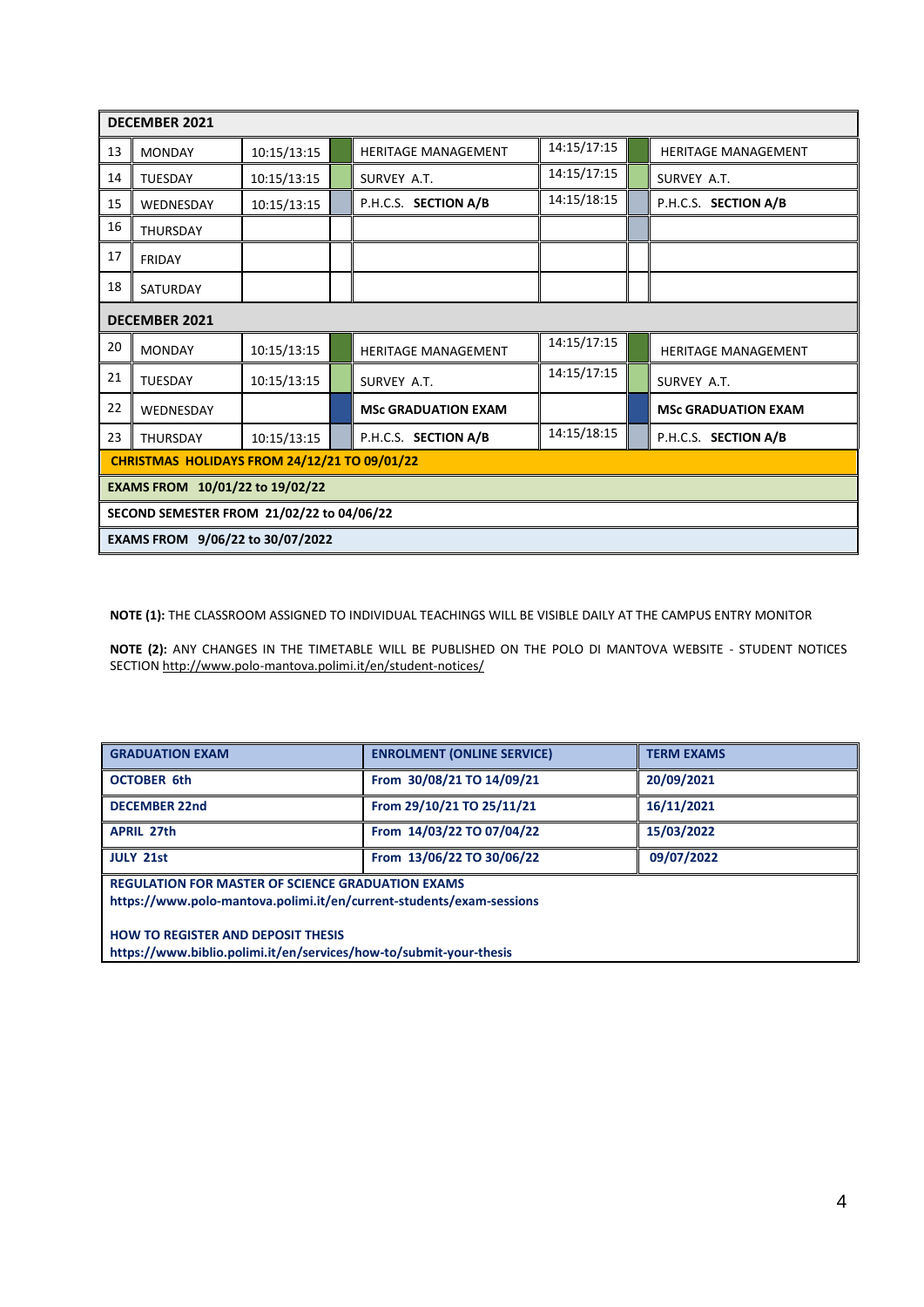| | | | | | | | |
|---|---|---|---|---|---|---|---|
| **DECEMBER 2021** | | | | | | | |
| 13 | MONDAY | 10:15/13:15 | | HERITAGE MANAGEMENT | 14:15/17:15 | | HERITAGE MANAGEMENT |
| 14 | TUESDAY | 10:15/13:15 | | SURVEY A.T. | 14:15/17:15 | | SURVEY A.T. |
| 15 | WEDNESDAY | 10:15/13:15 | | P.H.C.S. **SECTION A/B** | 14:15/18:15 | | P.H.C.S. **SECTION A/B** |
| 16 | THURSDAY | | | | | | |
| 17 | FRIDAY | | | | | | |
| 18 | SATURDAY | | | | | | |
| **DECEMBER 2021** | | | | | | | |
| 20 | MONDAY | 10:15/13:15 | | HERITAGE MANAGEMENT | 14:15/17:15 | | HERITAGE MANAGEMENT |
| 21 | TUESDAY | 10:15/13:15 | | SURVEY A.T. | 14:15/17:15 | | SURVEY A.T. |
| 22 | WEDNESDAY | | | **MSc GRADUATION EXAM** | | | **MSc GRADUATION EXAM** |
| 23 | THURSDAY | 10:15/13:15 | | P.H.C.S. **SECTION A/B** | 14:15/18:15 | | P.H.C.S. **SECTION A/B** |
| **CHRISTMAS HOLIDAYS FROM 24/12/21 TO 09/01/22** | | | | | | | |
| **EXAMS FROM 10/01/22 to 19/02/22** | | | | | | | |
| **SECOND SEMESTER FROM 21/02/22 to 04/06/22** | | | | | | | |
| **EXAMS FROM 9/06/22 to 30/07/2022** | | | | | | | |

**NOTE (1):** THE CLASSROOM ASSIGNED TO INDIVIDUAL TEACHINGS WILL BE VISIBLE DAILY AT THE CAMPUS ENTRY MONITOR

**NOTE (2):** ANY CHANGES IN THE TIMETABLE WILL BE PUBLISHED ON THE POLO DI MANTOVA WEBSITE - STUDENT NOTICES SECTION http://www.polo-mantova.polimi.it/en/student-notices/

| **GRADUATION EXAM** | **ENROLMENT (ONLINE SERVICE)** | **TERM EXAMS** |
|---|---|---|
| **OCTOBER 6th** | **From 30/08/21 TO 14/09/21** | **20/09/2021** |
| **DECEMBER 22nd** | **From 29/10/21 TO 25/11/21** | **16/11/2021** |
| **APRIL 27th** | **From 14/03/22 TO 07/04/22** | **15/03/2022** |
| **JULY 21st** | **From 13/06/22 TO 30/06/22** | **09/07/2022** |

**REGULATION FOR MASTER OF SCIENCE GRADUATION EXAMS**
**https://www.polo-mantova.polimi.it/en/current-students/exam-sessions**

**HOW TO REGISTER AND DEPOSIT THESIS**
**https://www.biblio.polimi.it/en/services/how-to/submit-your-thesis**